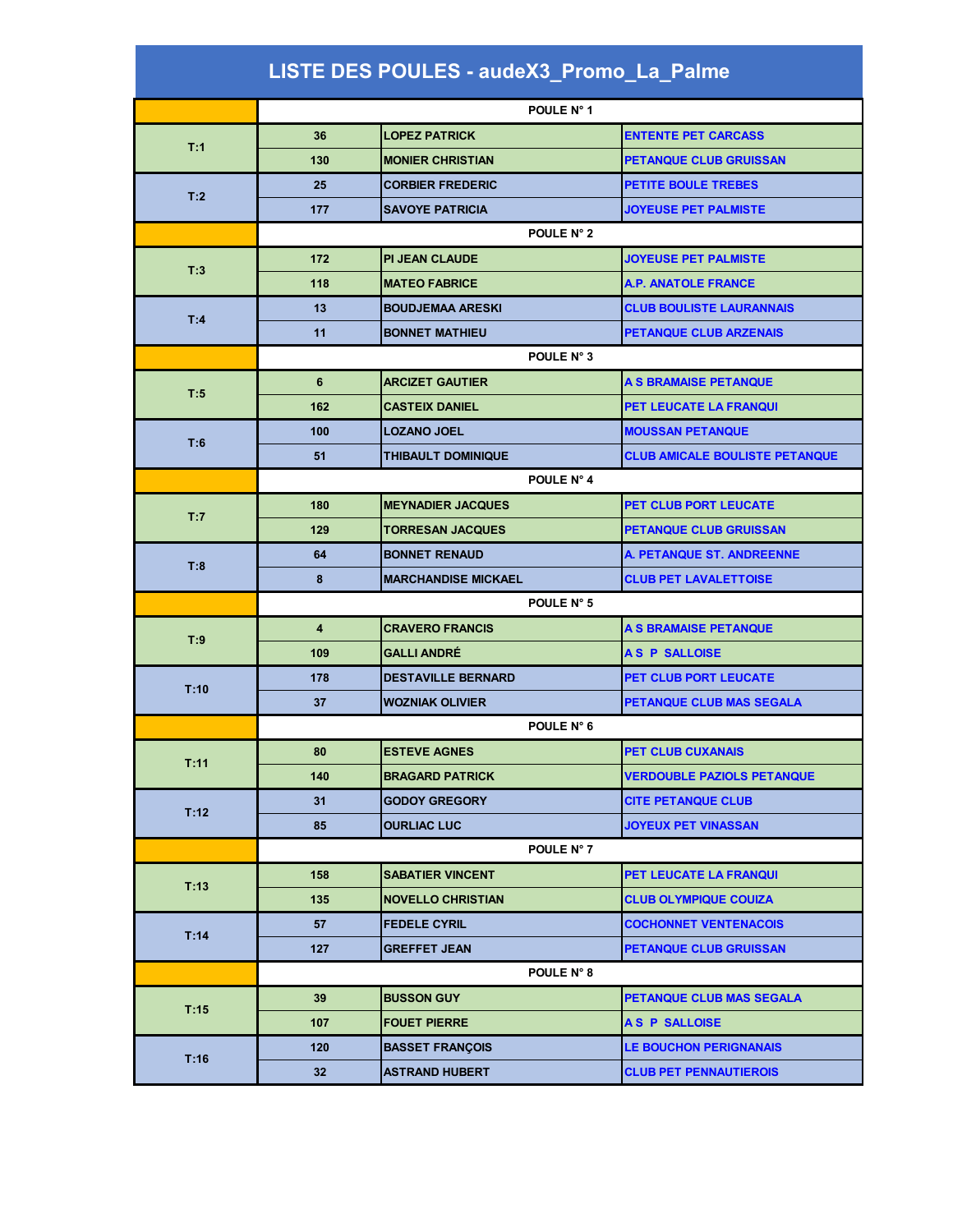# LISTE DES POULES - audeX3_Promo_La_Palme

| | | | |
|---|---|---|---|
| | POULE N° 1 | | |
| T:1 | 36 | LOPEZ PATRICK | ENTENTE PET CARCASS |
| | 130 | MONIER CHRISTIAN | PETANQUE CLUB GRUISSAN |
| T:2 | 25 | CORBIER FREDERIC | PETITE BOULE TREBES |
| | 177 | SAVOYE PATRICIA | JOYEUSE PET PALMISTE |
| | POULE N° 2 | | |
| T:3 | 172 | PI JEAN CLAUDE | JOYEUSE PET PALMISTE |
| | 118 | MATEO FABRICE | A.P. ANATOLE FRANCE |
| T:4 | 13 | BOUDJEMAA ARESKI | CLUB BOULISTE LAURANNAIS |
| | 11 | BONNET MATHIEU | PETANQUE CLUB ARZENAIS |
| | POULE N° 3 | | |
| T:5 | 6 | ARCIZET GAUTIER | A S BRAMAISE PETANQUE |
| | 162 | CASTEIX DANIEL | PET LEUCATE LA FRANQUI |
| T:6 | 100 | LOZANO JOEL | MOUSSAN PETANQUE |
| | 51 | THIBAULT DOMINIQUE | CLUB AMICALE BOULISTE PETANQUE |
| | POULE N° 4 | | |
| T:7 | 180 | MEYNADIER JACQUES | PET CLUB PORT LEUCATE |
| | 129 | TORRESAN JACQUES | PETANQUE CLUB GRUISSAN |
| T:8 | 64 | BONNET RENAUD | A. PETANQUE ST. ANDREENNE |
| | 8 | MARCHANDISE MICKAEL | CLUB PET LAVALETTOISE |
| | POULE N° 5 | | |
| T:9 | 4 | CRAVERO FRANCIS | A S BRAMAISE PETANQUE |
| | 109 | GALLI ANDRÉ | A S P SALLOISE |
| T:10 | 178 | DESTAVILLE BERNARD | PET CLUB PORT LEUCATE |
| | 37 | WOZNIAK OLIVIER | PETANQUE CLUB MAS SEGALA |
| | POULE N° 6 | | |
| T:11 | 80 | ESTEVE AGNES | PET CLUB CUXANAIS |
| | 140 | BRAGARD PATRICK | VERDOUBLE PAZIOLS PETANQUE |
| T:12 | 31 | GODOY GREGORY | CITE PETANQUE CLUB |
| | 85 | OURLIAC LUC | JOYEUX PET VINASSAN |
| | POULE N° 7 | | |
| T:13 | 158 | SABATIER VINCENT | PET LEUCATE LA FRANQUI |
| | 135 | NOVELLO CHRISTIAN | CLUB OLYMPIQUE COUIZA |
| T:14 | 57 | FEDELE CYRIL | COCHONNET VENTENACOIS |
| | 127 | GREFFET JEAN | PETANQUE CLUB GRUISSAN |
| | POULE N° 8 | | |
| T:15 | 39 | BUSSON GUY | PETANQUE CLUB MAS SEGALA |
| | 107 | FOUET PIERRE | A S P SALLOISE |
| T:16 | 120 | BASSET FRANÇOIS | LE BOUCHON PERIGNANAIS |
| | 32 | ASTRAND HUBERT | CLUB PET PENNAUTIEROIS |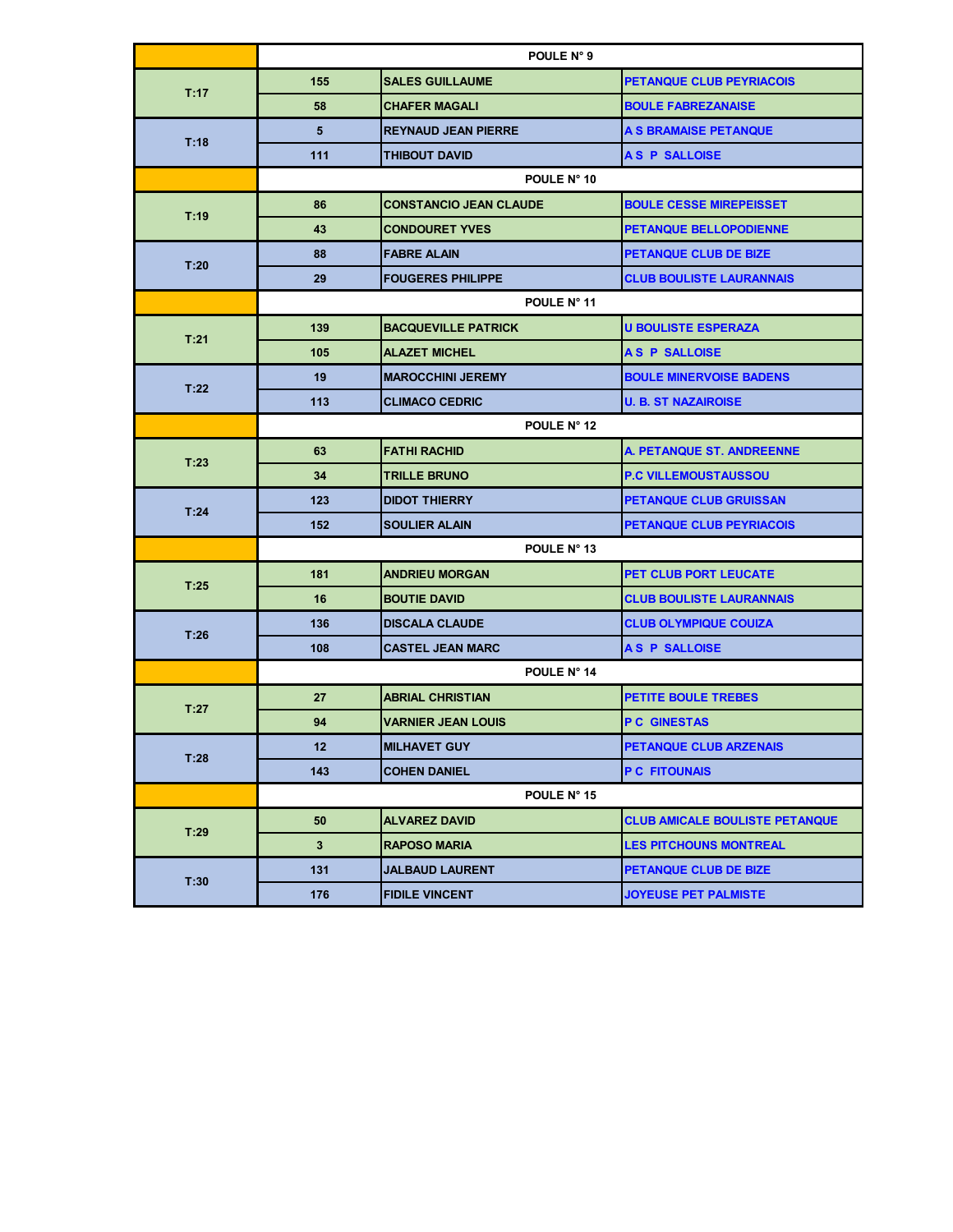| | POULE N° 9 | | |
|---|---|---|---|
| T:17 | 155 | SALES GUILLAUME | PETANQUE CLUB PEYRIACOIS |
| | 58 | CHAFER MAGALI | BOULE FABREZANAISE |
| T:18 | 5 | REYNAUD JEAN PIERRE | A S BRAMAISE PETANQUE |
| | 111 | THIBOUT DAVID | A S P SALLOISE |
| | POULE N° 10 | | |
| T:19 | 86 | CONSTANCIO JEAN CLAUDE | BOULE CESSE MIREPEISSET |
| | 43 | CONDOURET YVES | PETANQUE BELLOPODIENNE |
| T:20 | 88 | FABRE ALAIN | PETANQUE CLUB DE BIZE |
| | 29 | FOUGERES PHILIPPE | CLUB BOULISTE LAURANNAIS |
| | POULE N° 11 | | |
| T:21 | 139 | BACQUEVILLE PATRICK | U BOULISTE ESPERAZA |
| | 105 | ALAZET MICHEL | A S P SALLOISE |
| T:22 | 19 | MAROCCHINI JEREMY | BOULE MINERVOISE BADENS |
| | 113 | CLIMACO CEDRIC | U. B. ST NAZAIROISE |
| | POULE N° 12 | | |
| T:23 | 63 | FATHI RACHID | A. PETANQUE ST. ANDREENNE |
| | 34 | TRILLE BRUNO | P.C VILLEMOUSTAUSSOU |
| T:24 | 123 | DIDOT THIERRY | PETANQUE CLUB GRUISSAN |
| | 152 | SOULIER ALAIN | PETANQUE CLUB PEYRIACOIS |
| | POULE N° 13 | | |
| T:25 | 181 | ANDRIEU MORGAN | PET CLUB PORT LEUCATE |
| | 16 | BOUTIE DAVID | CLUB BOULISTE LAURANNAIS |
| T:26 | 136 | DISCALA CLAUDE | CLUB OLYMPIQUE COUIZA |
| | 108 | CASTEL JEAN MARC | A S P SALLOISE |
| | POULE N° 14 | | |
| T:27 | 27 | ABRIAL CHRISTIAN | PETITE BOULE TREBES |
| | 94 | VARNIER JEAN LOUIS | P C GINESTAS |
| T:28 | 12 | MILHAVET GUY | PETANQUE CLUB ARZENAIS |
| | 143 | COHEN DANIEL | P C FITOUNAIS |
| | POULE N° 15 | | |
| T:29 | 50 | ALVAREZ DAVID | CLUB AMICALE BOULISTE PETANQUE |
| | 3 | RAPOSO MARIA | LES PITCHOUNS MONTREAL |
| T:30 | 131 | JALBAUD LAURENT | PETANQUE CLUB DE BIZE |
| | 176 | FIDILE VINCENT | JOYEUSE PET PALMISTE |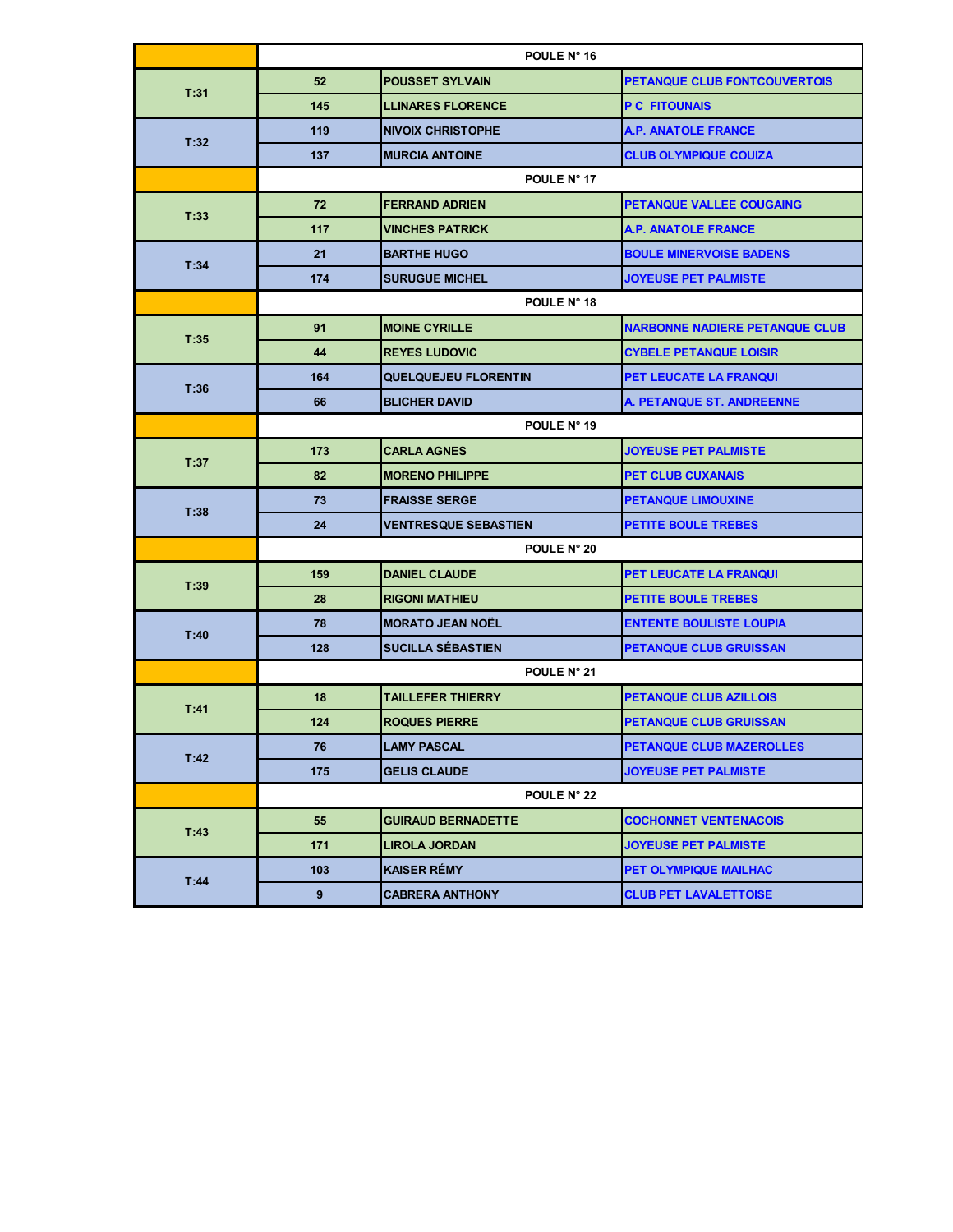| | | | |
|---|---|---|---|
| | POULE N° 16 | | |
| T:31 | 52 | POUSSET SYLVAIN | PETANQUE CLUB FONTCOUVERTOIS |
| | 145 | LLINARES FLORENCE | P C FITOUNAIS |
| T:32 | 119 | NIVOIX CHRISTOPHE | A.P. ANATOLE FRANCE |
| | 137 | MURCIA ANTOINE | CLUB OLYMPIQUE COUIZA |
| | POULE N° 17 | | |
| T:33 | 72 | FERRAND ADRIEN | PETANQUE VALLEE COUGAING |
| | 117 | VINCHES PATRICK | A.P. ANATOLE FRANCE |
| T:34 | 21 | BARTHE HUGO | BOULE MINERVOISE BADENS |
| | 174 | SURUGUE MICHEL | JOYEUSE PET PALMISTE |
| | POULE N° 18 | | |
| T:35 | 91 | MOINE CYRILLE | NARBONNE NADIERE PETANQUE CLUB |
| | 44 | REYES LUDOVIC | CYBELE PETANQUE LOISIR |
| T:36 | 164 | QUELQUEJEU FLORENTIN | PET LEUCATE LA FRANQUI |
| | 66 | BLICHER DAVID | A. PETANQUE ST. ANDREENNE |
| | POULE N° 19 | | |
| T:37 | 173 | CARLA AGNES | JOYEUSE PET PALMISTE |
| | 82 | MORENO PHILIPPE | PET CLUB CUXANAIS |
| T:38 | 73 | FRAISSE SERGE | PETANQUE LIMOUXINE |
| | 24 | VENTRESQUE SEBASTIEN | PETITE BOULE TREBES |
| | POULE N° 20 | | |
| T:39 | 159 | DANIEL CLAUDE | PET LEUCATE LA FRANQUI |
| | 28 | RIGONI MATHIEU | PETITE BOULE TREBES |
| T:40 | 78 | MORATO JEAN NOËL | ENTENTE BOULISTE LOUPIA |
| | 128 | SUCILLA SÉBASTIEN | PETANQUE CLUB GRUISSAN |
| | POULE N° 21 | | |
| T:41 | 18 | TAILLEFER THIERRY | PETANQUE CLUB AZILLOIS |
| | 124 | ROQUES PIERRE | PETANQUE CLUB GRUISSAN |
| T:42 | 76 | LAMY PASCAL | PETANQUE CLUB MAZEROLLES |
| | 175 | GELIS CLAUDE | JOYEUSE PET PALMISTE |
| | POULE N° 22 | | |
| T:43 | 55 | GUIRAUD BERNADETTE | COCHONNET VENTENACOIS |
| | 171 | LIROLA JORDAN | JOYEUSE PET PALMISTE |
| T:44 | 103 | KAISER RÉMY | PET OLYMPIQUE MAILHAC |
| | 9 | CABRERA ANTHONY | CLUB PET LAVALETTOISE |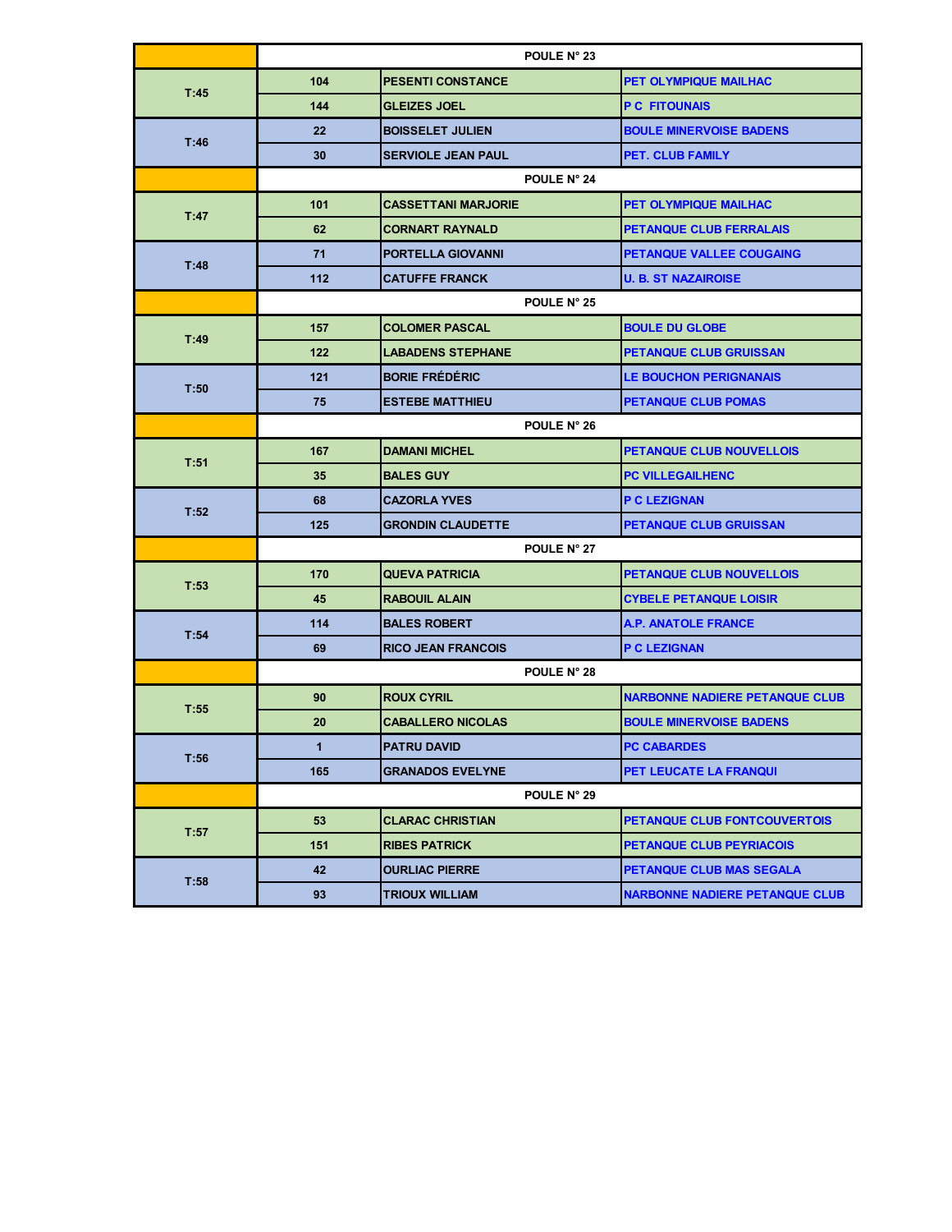| | POULE N° 23 | | |
|---|---|---|---|
| T:45 | 104 | PESENTI CONSTANCE | PET OLYMPIQUE MAILHAC |
| | 144 | GLEIZES JOEL | P C FITOUNAIS |
| T:46 | 22 | BOISSELET JULIEN | BOULE MINERVOISE BADENS |
| | 30 | SERVIOLE JEAN PAUL | PET. CLUB FAMILY |
| | POULE N° 24 | | |
| T:47 | 101 | CASSETTANI MARJORIE | PET OLYMPIQUE MAILHAC |
| | 62 | CORNART RAYNALD | PETANQUE CLUB FERRALAIS |
| T:48 | 71 | PORTELLA GIOVANNI | PETANQUE VALLEE COUGAING |
| | 112 | CATUFFE FRANCK | U. B. ST NAZAIROISE |
| | POULE N° 25 | | |
| T:49 | 157 | COLOMER PASCAL | BOULE DU GLOBE |
| | 122 | LABADENS STEPHANE | PETANQUE CLUB GRUISSAN |
| T:50 | 121 | BORIE FRÉDÉRIC | LE BOUCHON PERIGNANAIS |
| | 75 | ESTEBE MATTHIEU | PETANQUE CLUB POMAS |
| | POULE N° 26 | | |
| T:51 | 167 | DAMANI MICHEL | PETANQUE CLUB NOUVELLOIS |
| | 35 | BALES GUY | PC VILLEGAILHENC |
| T:52 | 68 | CAZORLA YVES | P C LEZIGNAN |
| | 125 | GRONDIN CLAUDETTE | PETANQUE CLUB GRUISSAN |
| | POULE N° 27 | | |
| T:53 | 170 | QUEVA PATRICIA | PETANQUE CLUB NOUVELLOIS |
| | 45 | RABOUIL ALAIN | CYBELE PETANQUE LOISIR |
| T:54 | 114 | BALES ROBERT | A.P. ANATOLE FRANCE |
| | 69 | RICO JEAN FRANCOIS | P C LEZIGNAN |
| | POULE N° 28 | | |
| T:55 | 90 | ROUX CYRIL | NARBONNE NADIERE PETANQUE CLUB |
| | 20 | CABALLERO NICOLAS | BOULE MINERVOISE BADENS |
| T:56 | 1 | PATRU DAVID | PC CABARDES |
| | 165 | GRANADOS EVELYNE | PET LEUCATE LA FRANQUI |
| | POULE N° 29 | | |
| T:57 | 53 | CLARAC CHRISTIAN | PETANQUE CLUB FONTCOUVERTOIS |
| | 151 | RIBES PATRICK | PETANQUE CLUB PEYRIACOIS |
| T:58 | 42 | OURLIAC PIERRE | PETANQUE CLUB MAS SEGALA |
| | 93 | TRIOUX WILLIAM | NARBONNE NADIERE PETANQUE CLUB |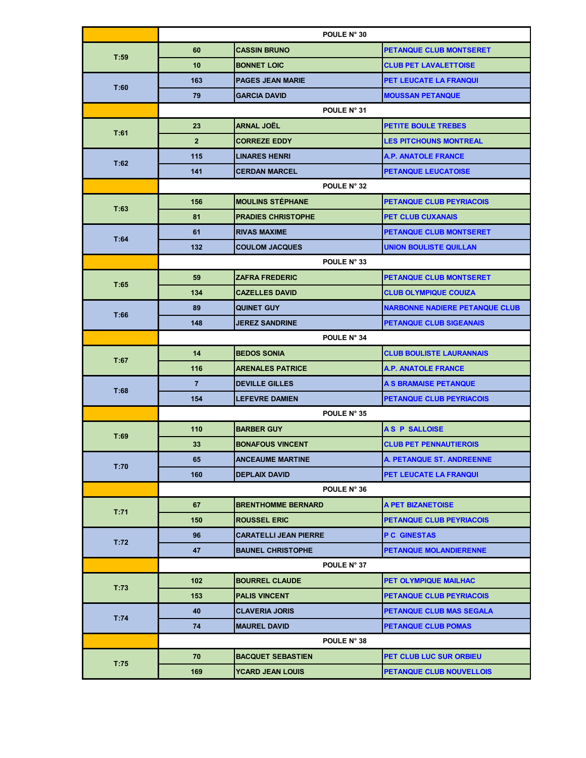| | | | |
|---|---|---|---|
| | POULE N° 30 | | |
| T:59 | 60 | CASSIN BRUNO | PETANQUE CLUB MONTSERET |
| | 10 | BONNET LOIC | CLUB PET LAVALETTOISE |
| T:60 | 163 | PAGES JEAN MARIE | PET LEUCATE LA FRANQUI |
| | 79 | GARCIA DAVID | MOUSSAN PETANQUE |
| | POULE N° 31 | | |
| T:61 | 23 | ARNAL JOËL | PETITE BOULE TREBES |
| | 2 | CORREZE EDDY | LES PITCHOUNS MONTREAL |
| T:62 | 115 | LINARES HENRI | A.P. ANATOLE FRANCE |
| | 141 | CERDAN MARCEL | PETANQUE LEUCATOISE |
| | POULE N° 32 | | |
| T:63 | 156 | MOULINS STÉPHANE | PETANQUE CLUB PEYRIACOIS |
| | 81 | PRADIES CHRISTOPHE | PET CLUB CUXANAIS |
| T:64 | 61 | RIVAS MAXIME | PETANQUE CLUB MONTSERET |
| | 132 | COULOM JACQUES | UNION BOULISTE QUILLAN |
| | POULE N° 33 | | |
| T:65 | 59 | ZAFRA FREDERIC | PETANQUE CLUB MONTSERET |
| | 134 | CAZELLES DAVID | CLUB OLYMPIQUE COUIZA |
| T:66 | 89 | QUINET GUY | NARBONNE NADIERE PETANQUE CLUB |
| | 148 | JEREZ SANDRINE | PETANQUE CLUB SIGEANAIS |
| | POULE N° 34 | | |
| T:67 | 14 | BEDOS SONIA | CLUB BOULISTE LAURANNAIS |
| | 116 | ARENALES PATRICE | A.P. ANATOLE FRANCE |
| T:68 | 7 | DEVILLE GILLES | A S BRAMAISE PETANQUE |
| | 154 | LEFEVRE DAMIEN | PETANQUE CLUB PEYRIACOIS |
| | POULE N° 35 | | |
| T:69 | 110 | BARBER GUY | A S P SALLOISE |
| | 33 | BONAFOUS VINCENT | CLUB PET PENNAUTIEROIS |
| T:70 | 65 | ANCEAUME MARTINE | A. PETANQUE ST. ANDREENNE |
| | 160 | DEPLAIX DAVID | PET LEUCATE LA FRANQUI |
| | POULE N° 36 | | |
| T:71 | 67 | BRENTHOMME BERNARD | A PET BIZANETOISE |
| | 150 | ROUSSEL ERIC | PETANQUE CLUB PEYRIACOIS |
| T:72 | 96 | CARATELLI JEAN PIERRE | P C GINESTAS |
| | 47 | BAUNEL CHRISTOPHE | PETANQUE MOLANDIERENNE |
| | POULE N° 37 | | |
| T:73 | 102 | BOURREL CLAUDE | PET OLYMPIQUE MAILHAC |
| | 153 | PALIS VINCENT | PETANQUE CLUB PEYRIACOIS |
| T:74 | 40 | CLAVERIA JORIS | PETANQUE CLUB MAS SEGALA |
| | 74 | MAUREL DAVID | PETANQUE CLUB POMAS |
| | POULE N° 38 | | |
| T:75 | 70 | BACQUET SEBASTIEN | PET CLUB LUC SUR ORBIEU |
| | 169 | YCARD JEAN LOUIS | PETANQUE CLUB NOUVELLOIS |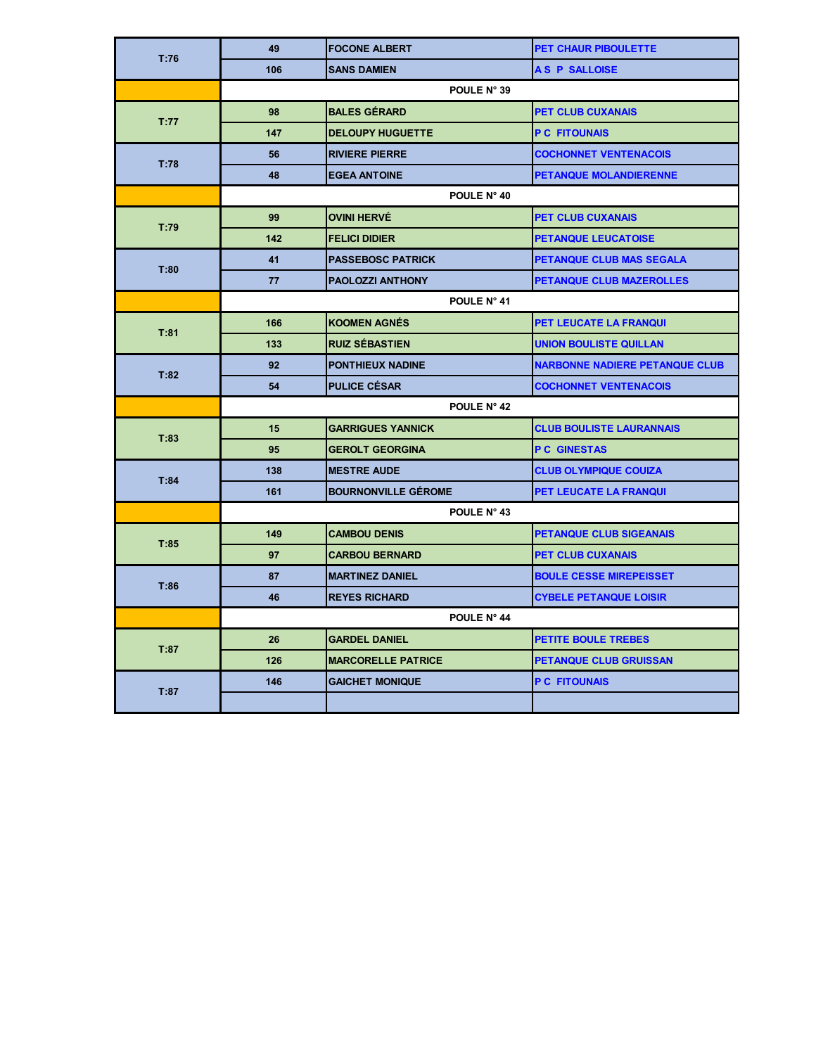| | | | |
|---|---|---|---|
| T:76 | 49 | FOCONE ALBERT | PET CHAUR PIBOULETTE |
| | 106 | SANS DAMIEN | A S P SALLOISE |
| | POULE N° 39 | | |
| T:77 | 98 | BALES GÉRARD | PET CLUB CUXANAIS |
| | 147 | DELOUPY HUGUETTE | P C FITOUNAIS |
| T:78 | 56 | RIVIERE PIERRE | COCHONNET VENTENACOIS |
| | 48 | EGEA ANTOINE | PETANQUE MOLANDIERENNE |
| | POULE N° 40 | | |
| T:79 | 99 | OVINI HERVÉ | PET CLUB CUXANAIS |
| | 142 | FELICI DIDIER | PETANQUE LEUCATOISE |
| T:80 | 41 | PASSEBOSC PATRICK | PETANQUE CLUB MAS SEGALA |
| | 77 | PAOLOZZI ANTHONY | PETANQUE CLUB MAZEROLLES |
| | POULE N° 41 | | |
| T:81 | 166 | KOOMEN AGNÉS | PET LEUCATE LA FRANQUI |
| | 133 | RUIZ SÉBASTIEN | UNION BOULISTE QUILLAN |
| T:82 | 92 | PONTHIEUX NADINE | NARBONNE NADIERE PETANQUE CLUB |
| | 54 | PULICE CÉSAR | COCHONNET VENTENACOIS |
| | POULE N° 42 | | |
| T:83 | 15 | GARRIGUES YANNICK | CLUB BOULISTE LAURANNAIS |
| | 95 | GEROLT GEORGINA | P C GINESTAS |
| T:84 | 138 | MESTRE AUDE | CLUB OLYMPIQUE COUIZA |
| | 161 | BOURNONVILLE GÉROME | PET LEUCATE LA FRANQUI |
| | POULE N° 43 | | |
| T:85 | 149 | CAMBOU DENIS | PETANQUE CLUB SIGEANAIS |
| | 97 | CARBOU BERNARD | PET CLUB CUXANAIS |
| T:86 | 87 | MARTINEZ DANIEL | BOULE CESSE MIREPEISSET |
| | 46 | REYES RICHARD | CYBELE PETANQUE LOISIR |
| | POULE N° 44 | | |
| T:87 | 26 | GARDEL DANIEL | PETITE BOULE TREBES |
| | 126 | MARCORELLE PATRICE | PETANQUE CLUB GRUISSAN |
| T:87 | 146 | GAICHET MONIQUE | P C FITOUNAIS |
| | | | |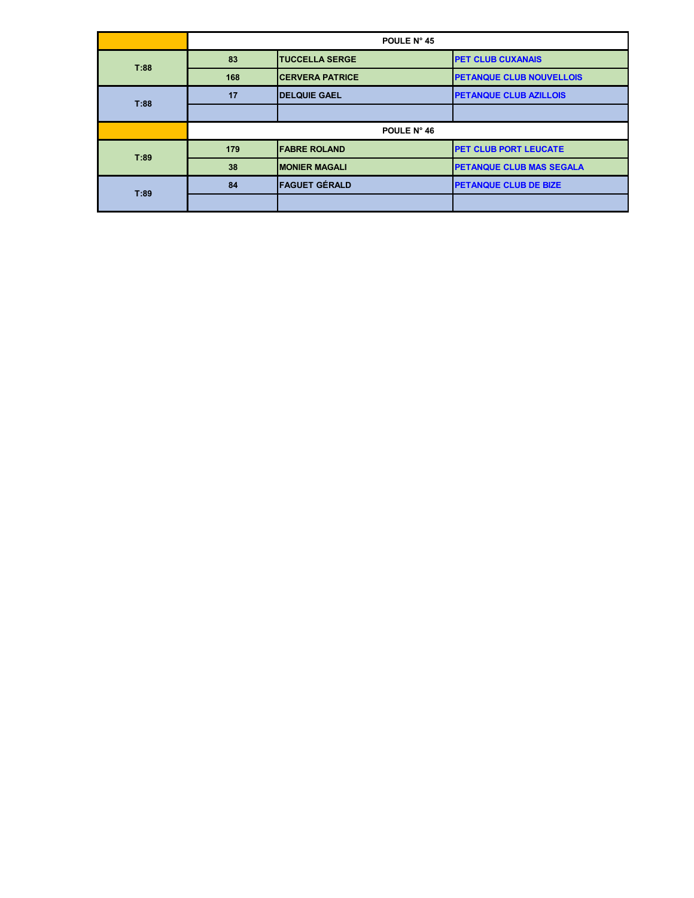| | | | |
|---|---|---|---|
| | POULE N° 45 | | |
| T:88 | 83 | TUCCELLA SERGE | PET CLUB CUXANAIS |
| | 168 | CERVERA PATRICE | PETANQUE CLUB NOUVELLOIS |
| T:88 | 17 | DELQUIE GAEL | PETANQUE CLUB AZILLOIS |
| | | | |
| | POULE N° 46 | | |
| T:89 | 179 | FABRE ROLAND | PET CLUB PORT LEUCATE |
| | 38 | MONIER MAGALI | PETANQUE CLUB MAS SEGALA |
| T:89 | 84 | FAGUET GÉRALD | PETANQUE CLUB DE BIZE |
| | | | |